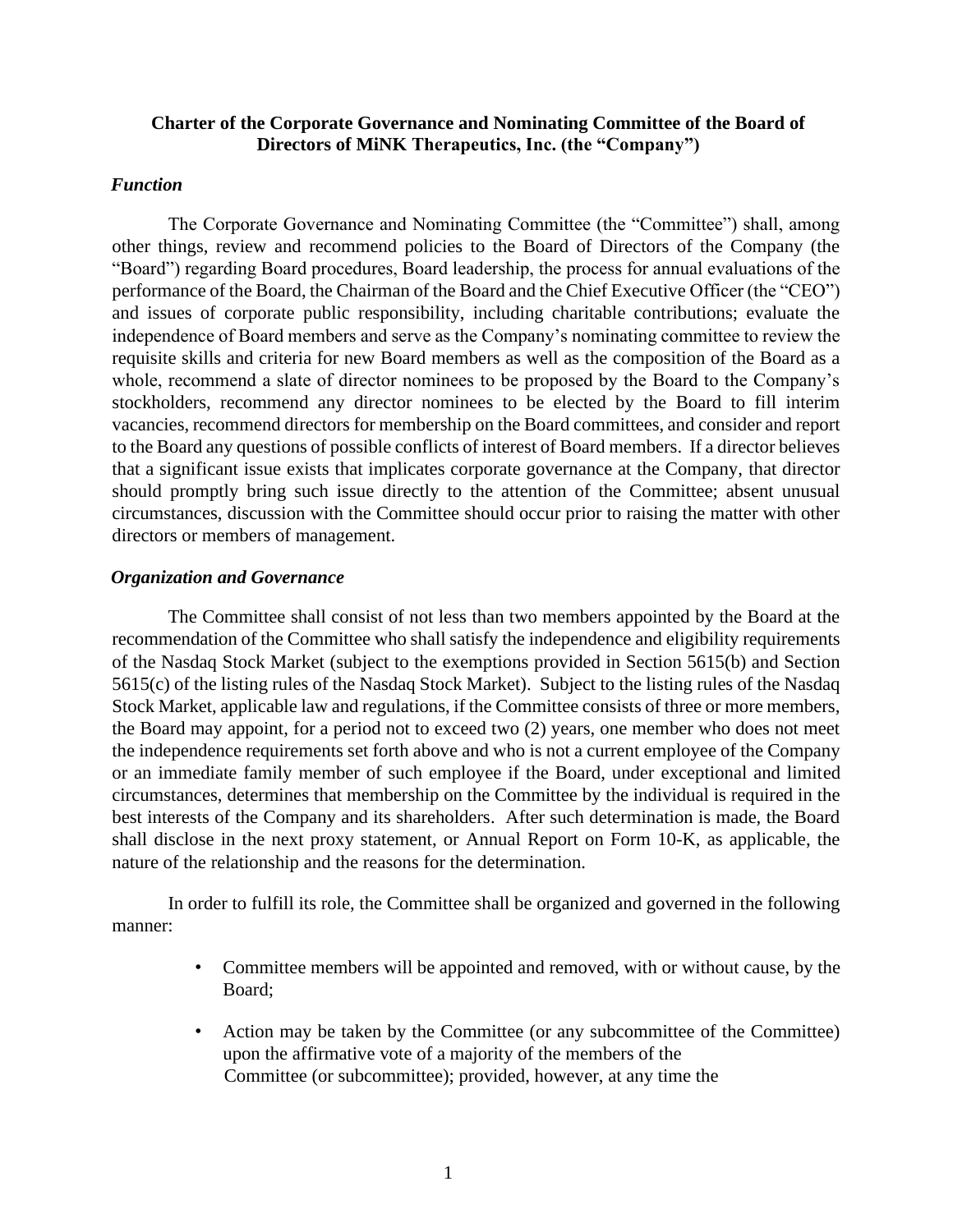**Charter of the Corporate Governance and Nominating Committee of the Board of Directors of MiNK Therapeutics, Inc. (the "Company")**

***Function***

The Corporate Governance and Nominating Committee (the "Committee") shall, among other things, review and recommend policies to the Board of Directors of the Company (the "Board") regarding Board procedures, Board leadership, the process for annual evaluations of the performance of the Board, the Chairman of the Board and the Chief Executive Officer (the "CEO") and issues of corporate public responsibility, including charitable contributions; evaluate the independence of Board members and serve as the Company's nominating committee to review the requisite skills and criteria for new Board members as well as the composition of the Board as a whole, recommend a slate of director nominees to be proposed by the Board to the Company's stockholders, recommend any director nominees to be elected by the Board to fill interim vacancies, recommend directors for membership on the Board committees, and consider and report to the Board any questions of possible conflicts of interest of Board members. If a director believes that a significant issue exists that implicates corporate governance at the Company, that director should promptly bring such issue directly to the attention of the Committee; absent unusual circumstances, discussion with the Committee should occur prior to raising the matter with other directors or members of management.

***Organization and Governance***

The Committee shall consist of not less than two members appointed by the Board at the recommendation of the Committee who shall satisfy the independence and eligibility requirements of the Nasdaq Stock Market (subject to the exemptions provided in Section 5615(b) and Section 5615(c) of the listing rules of the Nasdaq Stock Market). Subject to the listing rules of the Nasdaq Stock Market, applicable law and regulations, if the Committee consists of three or more members, the Board may appoint, for a period not to exceed two (2) years, one member who does not meet the independence requirements set forth above and who is not a current employee of the Company or an immediate family member of such employee if the Board, under exceptional and limited circumstances, determines that membership on the Committee by the individual is required in the best interests of the Company and its shareholders. After such determination is made, the Board shall disclose in the next proxy statement, or Annual Report on Form 10-K, as applicable, the nature of the relationship and the reasons for the determination.

In order to fulfill its role, the Committee shall be organized and governed in the following manner:

- Committee members will be appointed and removed, with or without cause, by the Board;

- Action may be taken by the Committee (or any subcommittee of the Committee) upon the affirmative vote of a majority of the members of the Committee (or subcommittee); provided, however, at any time the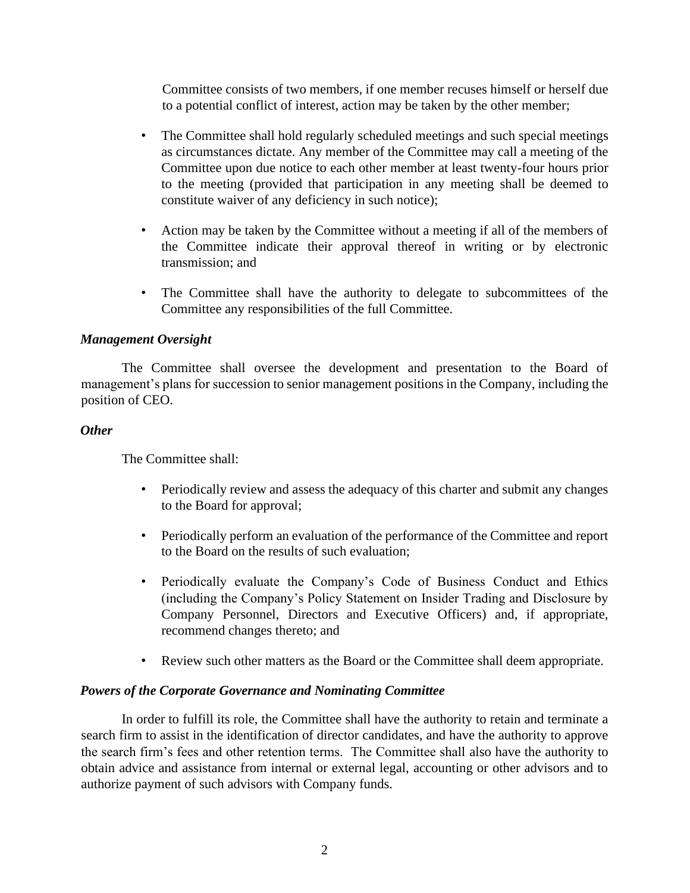Committee consists of two members, if one member recuses himself or herself due to a potential conflict of interest, action may be taken by the other member;

- The Committee shall hold regularly scheduled meetings and such special meetings as circumstances dictate. Any member of the Committee may call a meeting of the Committee upon due notice to each other member at least twenty-four hours prior to the meeting (provided that participation in any meeting shall be deemed to constitute waiver of any deficiency in such notice);

- Action may be taken by the Committee without a meeting if all of the members of the Committee indicate their approval thereof in writing or by electronic transmission; and

- The Committee shall have the authority to delegate to subcommittees of the Committee any responsibilities of the full Committee.

***Management Oversight***

The Committee shall oversee the development and presentation to the Board of management's plans for succession to senior management positions in the Company, including the position of CEO.

***Other***

The Committee shall:

- Periodically review and assess the adequacy of this charter and submit any changes to the Board for approval;

- Periodically perform an evaluation of the performance of the Committee and report to the Board on the results of such evaluation;

- Periodically evaluate the Company's Code of Business Conduct and Ethics (including the Company's Policy Statement on Insider Trading and Disclosure by Company Personnel, Directors and Executive Officers) and, if appropriate, recommend changes thereto; and

- Review such other matters as the Board or the Committee shall deem appropriate.

***Powers of the Corporate Governance and Nominating Committee***

In order to fulfill its role, the Committee shall have the authority to retain and terminate a search firm to assist in the identification of director candidates, and have the authority to approve the search firm's fees and other retention terms. The Committee shall also have the authority to obtain advice and assistance from internal or external legal, accounting or other advisors and to authorize payment of such advisors with Company funds.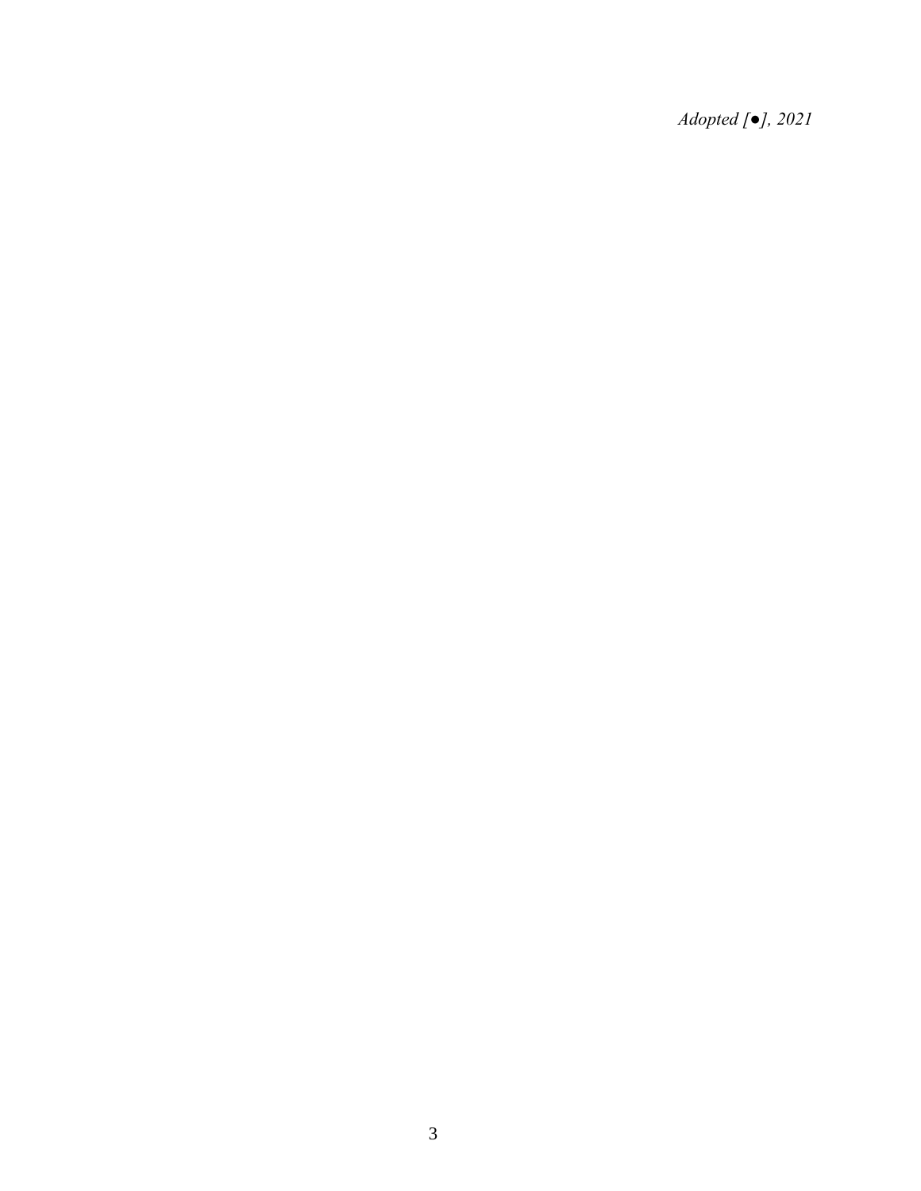*Adopted [●], 2021*